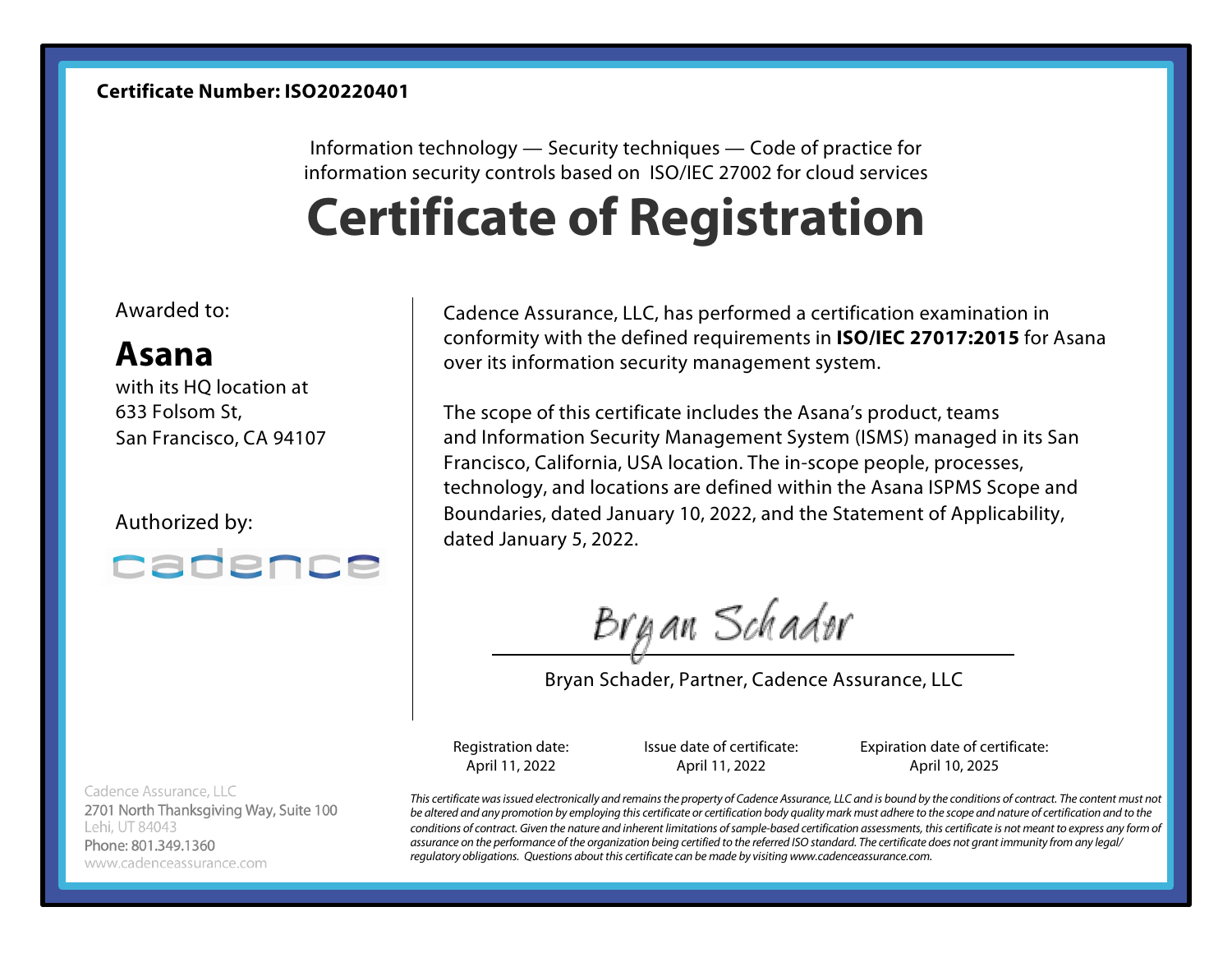**Certificate Number: ISO20220401**

Information technology — Security techniques — Code of practice for information security controls based on ISO/IEC 27002 for cloud services

# Certificate of Registration

Awarded to:

## Asana

with its HQ location at
633 Folsom St,
San Francisco, CA 94107

Authorized by:

cadence

Cadence Assurance, LLC, has performed a certification examination in conformity with the defined requirements in **ISO/IEC 27017:2015** for Asana over its information security management system.

The scope of this certificate includes the Asana's product, teams and Information Security Management System (ISMS) managed in its San Francisco, California, USA location. The in-scope people, processes, technology, and locations are defined within the Asana ISPMS Scope and Boundaries, dated January 10, 2022, and the Statement of Applicability, dated January 5, 2022.

Bryan Schader

Bryan Schader, Partner, Cadence Assurance, LLC

| Registration date: | Issue date of certificate: | Expiration date of certificate: |
| --- | --- | --- |
| April 11, 2022 | April 11, 2022 | April 10, 2025 |

Cadence Assurance, LLC
2701 North Thanksgiving Way, Suite 100
Lehi, UT 84043
Phone: 801.349.1360
www.cadenceassurance.com

*This certificate was issued electronically and remains the property of Cadence Assurance, LLC and is bound by the conditions of contract. The content must not be altered and any promotion by employing this certificate or certification body quality mark must adhere to the scope and nature of certification and to the conditions of contract. Given the nature and inherent limitations of sample-based certification assessments, this certificate is not meant to express any form of assurance on the performance of the organization being certified to the referred ISO standard. The certificate does not grant immunity from any legal/ regulatory obligations. Questions about this certificate can be made by visiting www.cadenceassurance.com.*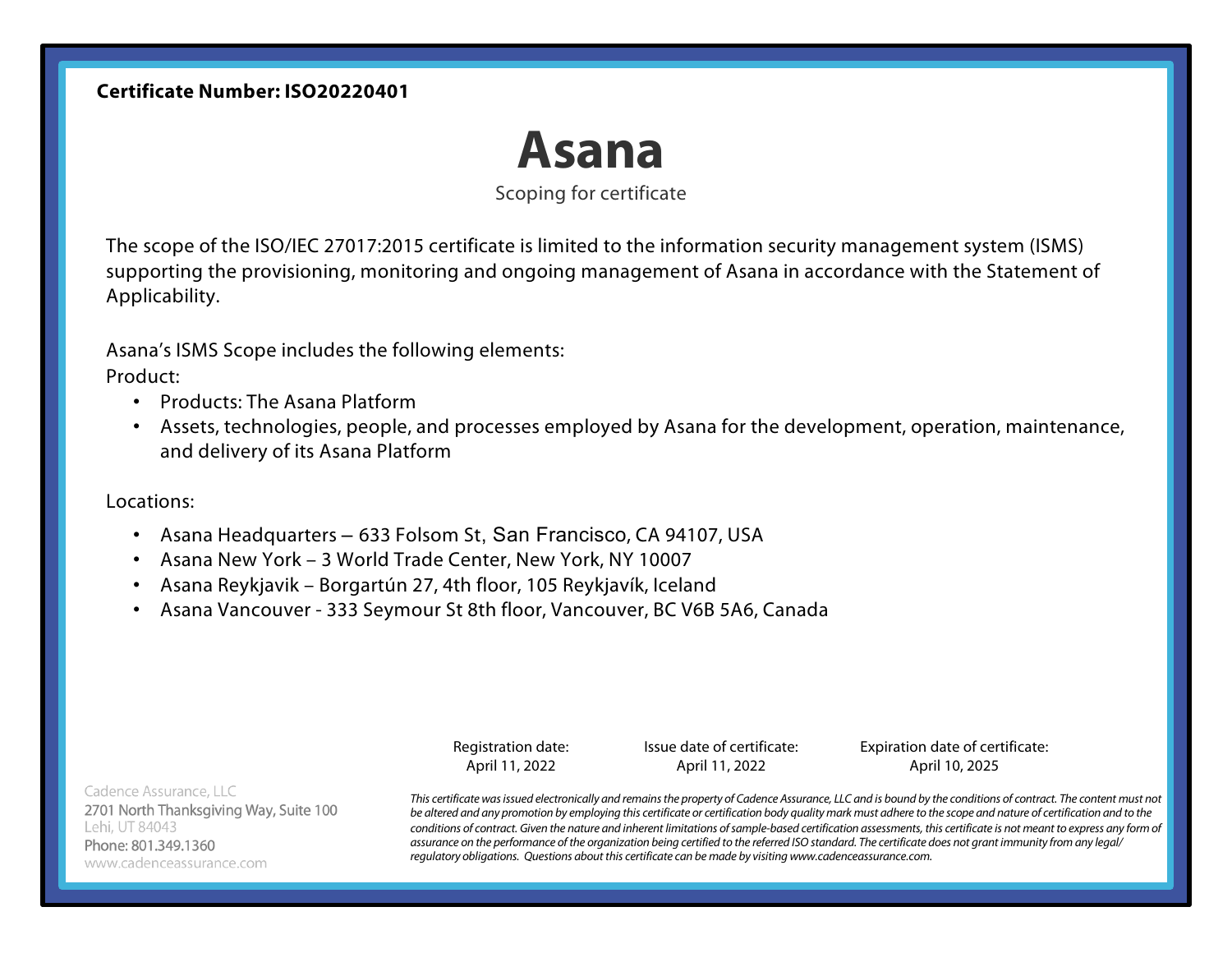**Certificate Number: ISO20220401**

# Asana

Scoping for certificate

The scope of the ISO/IEC 27017:2015 certificate is limited to the information security management system (ISMS) supporting the provisioning, monitoring and ongoing management of Asana in accordance with the Statement of Applicability.

Asana's ISMS Scope includes the following elements:

Product:

- Products: The Asana Platform
- Assets, technologies, people, and processes employed by Asana for the development, operation, maintenance, and delivery of its Asana Platform

Locations:

- Asana Headquarters – 633 Folsom St, San Francisco, CA 94107, USA
- Asana New York – 3 World Trade Center, New York, NY 10007
- Asana Reykjavik – Borgartún 27, 4th floor, 105 Reykjavík, Iceland
- Asana Vancouver - 333 Seymour St 8th floor, Vancouver, BC V6B 5A6, Canada

| Registration date: | Issue date of certificate: | Expiration date of certificate: |
|---|---|---|
| April 11, 2022 | April 11, 2022 | April 10, 2025 |

Cadence Assurance, LLC
2701 North Thanksgiving Way, Suite 100
Lehi, UT 84043
Phone: 801.349.1360
www.cadenceassurance.com

*This certificate was issued electronically and remains the property of Cadence Assurance, LLC and is bound by the conditions of contract. The content must not be altered and any promotion by employing this certificate or certification body quality mark must adhere to the scope and nature of certification and to the conditions of contract. Given the nature and inherent limitations of sample-based certification assessments, this certificate is not meant to express any form of assurance on the performance of the organization being certified to the referred ISO standard. The certificate does not grant immunity from any legal/ regulatory obligations. Questions about this certificate can be made by visiting www.cadenceassurance.com.*